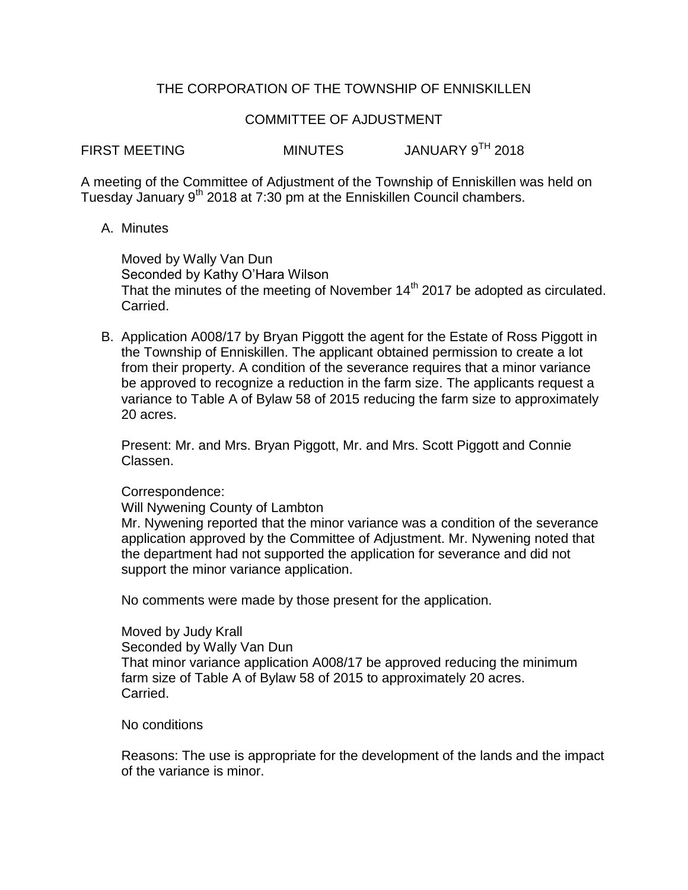# THE CORPORATION OF THE TOWNSHIP OF ENNISKILLEN

## COMMITTEE OF AJDUSTMENT

FIRST MEETING MINUTES JANUARY 9TH 2018

A meeting of the Committee of Adjustment of the Township of Enniskillen was held on Tuesday January 9th 2018 at 7:30 pm at the Enniskillen Council chambers.

A. Minutes

   Moved by Wally Van Dun
   Seconded by Kathy O'Hara Wilson
   That the minutes of the meeting of November 14th 2017 be adopted as circulated.
   Carried.

B. Application A008/17 by Bryan Piggott the agent for the Estate of Ross Piggott in the Township of Enniskillen. The applicant obtained permission to create a lot from their property. A condition of the severance requires that a minor variance be approved to recognize a reduction in the farm size. The applicants request a variance to Table A of Bylaw 58 of 2015 reducing the farm size to approximately 20 acres.

   Present: Mr. and Mrs. Bryan Piggott, Mr. and Mrs. Scott Piggott and Connie Classen.

   Correspondence:
   Will Nywening County of Lambton
   Mr. Nywening reported that the minor variance was a condition of the severance application approved by the Committee of Adjustment. Mr. Nywening noted that the department had not supported the application for severance and did not support the minor variance application.

   No comments were made by those present for the application.

   Moved by Judy Krall
   Seconded by Wally Van Dun
   That minor variance application A008/17 be approved reducing the minimum farm size of Table A of Bylaw 58 of 2015 to approximately 20 acres.
   Carried.

   No conditions

   Reasons: The use is appropriate for the development of the lands and the impact of the variance is minor.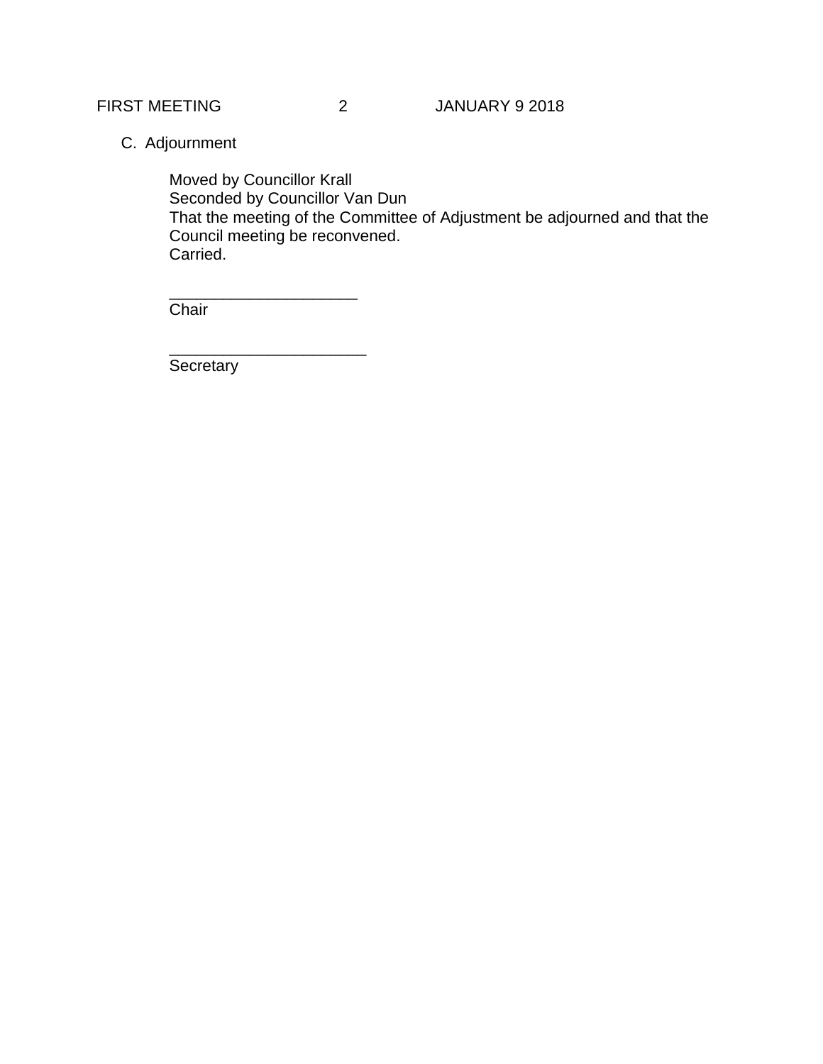C. Adjournment

Moved by Councillor Krall
Seconded by Councillor Van Dun
That the meeting of the Committee of Adjustment be adjourned and that the Council meeting be reconvened.
Carried.

_____________________
Chair

______________________
Secretary